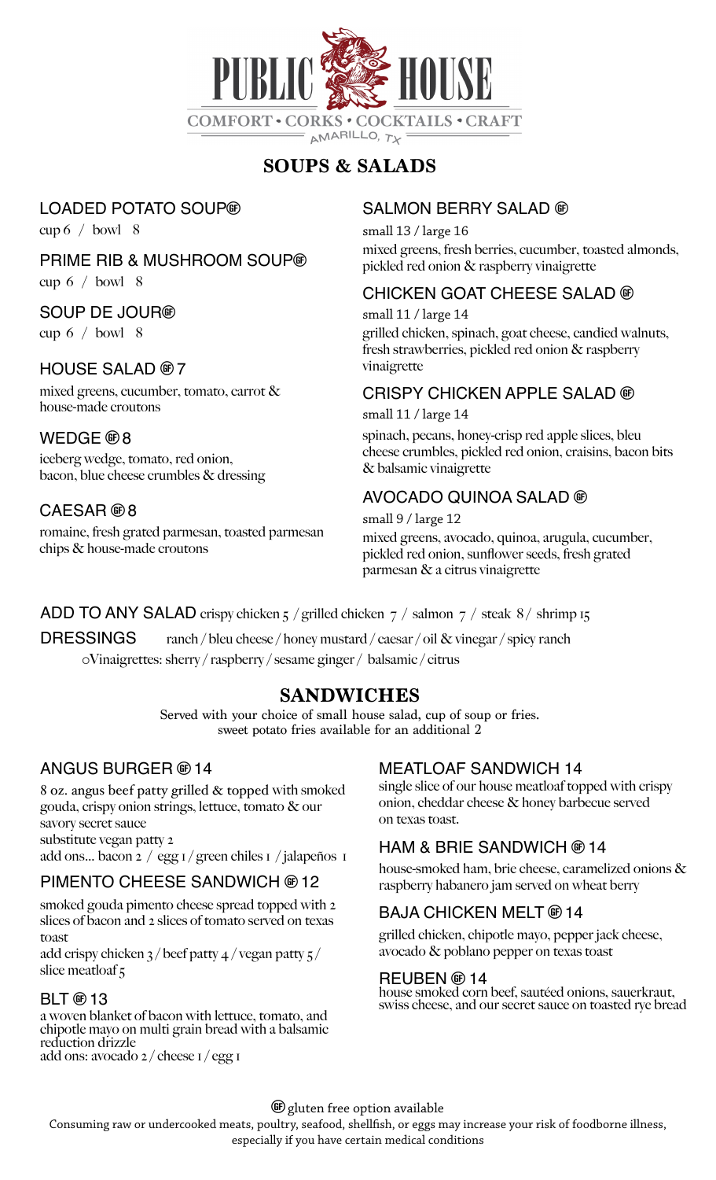# PUBLIC HOUSE

COMFORT • CORKS • COCKTAILS • CRAFT

AMARILLO, TX

## SOUPS & SALADS

### LOADED POTATO SOUP (GF)
cup 6 / bowl 8

### PRIME RIB & MUSHROOM SOUP (GF)
cup 6 / bowl 8

### SOUP DE JOUR (GF)
cup 6 / bowl 8

### HOUSE SALAD (GF) 7
mixed greens, cucumber, tomato, carrot & house-made croutons

### WEDGE (GF) 8
iceberg wedge, tomato, red onion, bacon, blue cheese crumbles & dressing

### CAESAR (GF) 8
romaine, fresh grated parmesan, toasted parmesan chips & house-made croutons

### SALMON BERRY SALAD (GF)
small 13 / large 16

mixed greens, fresh berries, cucumber, toasted almonds, pickled red onion & raspberry vinaigrette

### CHICKEN GOAT CHEESE SALAD (GF)
small 11 / large 14

grilled chicken, spinach, goat cheese, candied walnuts, fresh strawberries, pickled red onion & raspberry vinaigrette

### CRISPY CHICKEN APPLE SALAD (GF)
small 11 / large 14

spinach, pecans, honey-crisp red apple slices, bleu cheese crumbles, pickled red onion, craisins, bacon bits & balsamic vinaigrette

### AVOCADO QUINOA SALAD (GF)
small 9 / large 12

mixed greens, avocado, quinoa, arugula, cucumber, pickled red onion, sunflower seeds, fresh grated parmesan & a citrus vinaigrette

**ADD TO ANY SALAD** crispy chicken 5 / grilled chicken 7 / salmon 7 / steak 8 / shrimp 15

**DRESSINGS** ranch / bleu cheese / honey mustard / caesar / oil & vinegar / spicy ranch

oVinaigrettes: sherry / raspberry / sesame ginger / balsamic / citrus

## SANDWICHES

Served with your choice of small house salad, cup of soup or fries.
sweet potato fries available for an additional 2

### ANGUS BURGER (GF) 14
8 oz. angus beef patty grilled & topped with smoked gouda, crispy onion strings, lettuce, tomato & our savory secret sauce

substitute vegan patty 2

add ons... bacon 2 / egg 1 / green chiles 1 / jalapeños 1

### PIMENTO CHEESE SANDWICH (GF) 12
smoked gouda pimento cheese spread topped with 2 slices of bacon and 2 slices of tomato served on texas toast

add crispy chicken 3 / beef patty 4 / vegan patty 5 / slice meatloaf 5

### BLT (GF) 13
a woven blanket of bacon with lettuce, tomato, and chipotle mayo on multi grain bread with a balsamic reduction drizzle

add ons: avocado 2 / cheese 1 / egg 1

### MEATLOAF SANDWICH 14
single slice of our house meatloaf topped with crispy onion, cheddar cheese & honey barbecue served on texas toast.

### HAM & BRIE SANDWICH (GF) 14
house-smoked ham, brie cheese, caramelized onions & raspberry habanero jam served on wheat berry

### BAJA CHICKEN MELT (GF) 14
grilled chicken, chipotle mayo, pepper jack cheese, avocado & poblano pepper on texas toast

### REUBEN (GF) 14
house smoked corn beef, sautéed onions, sauerkraut, swiss cheese, and our secret sauce on toasted rye bread

(GF) gluten free option available

Consuming raw or undercooked meats, poultry, seafood, shellfish, or eggs may increase your risk of foodborne illness, especially if you have certain medical conditions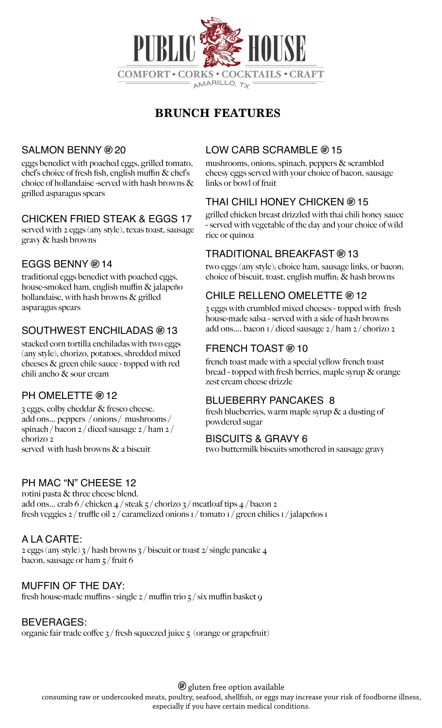# PUBLIC HOUSE

COMFORT • CORKS • COCKTAILS • CRAFT

AMARILLO, TX

## BRUNCH FEATURES

### SALMON BENNY ⓖ 20

eggs benedict with poached eggs, grilled tomato, chef's choice of fresh fish, english muffin & chef's choice of hollandaise -served with hash browns & grilled asparagus spears

### CHICKEN FRIED STEAK & EGGS 17

served with 2 eggs (any style), texas toast, sausage gravy & hash browns

### EGGS BENNY ⓖ 14

traditional eggs benedict with poached eggs, house-smoked ham, english muffin & jalapeño hollandaise, with hash browns & grilled asparagus spears

### SOUTHWEST ENCHILADAS ⓖ 13

stacked corn tortilla enchiladas with two eggs (any style), chorizo, potatoes, shredded mixed cheeses & green chile sauce - topped with red chili ancho & sour cream

### PH OMELETTE ⓖ 12

3 eggs, colby cheddar & fresco cheese.
add ons... peppers / onions / mushrooms / spinach / bacon 2 / diced sausage 2 / ham 2 / chorizo 2
served with hash browns & a biscuit

### LOW CARB SCRAMBLE ⓖ 15

mushrooms, onions, spinach, peppers & scrambled cheesy eggs served with your choice of bacon, sausage links or bowl of fruit

### THAI CHILI HONEY CHICKEN ⓖ 15

grilled chicken breast drizzled with thai chili honey sauce - served with vegetable of the day and your choice of wild rice or quinoa

### TRADITIONAL BREAKFAST ⓖ 13

two eggs (any style); choice ham, sausage links, or bacon; choice of biscuit, toast, english muffin; & hash browns

### CHILE RELLENO OMELETTE ⓖ 12

3 eggs with crumbled mixed cheeses - topped with fresh house-made salsa - served with a side of hash browns
add ons.... bacon 1 / diced sausage 2 / ham 2 / chorizo 2

### FRENCH TOAST ⓖ 10

french toast made with a special yellow french toast bread - topped with fresh berries, maple syrup & orange zest cream cheese drizzle

### BLUEBERRY PANCAKES 8

fresh blueberries, warm maple syrup & a dusting of powdered sugar

### BISCUITS & GRAVY 6

two buttermilk biscuits smothered in sausage gravy

### PH MAC "N" CHEESE 12

rotini pasta & three cheese blend.
add ons... crab 6 / chicken 4 / steak 5 / chorizo 3 / meatloaf tips 4 / bacon 2
fresh veggies 2 / truffle oil 2 / caramelized onions 1 / tomato 1 / green chilies 1 / jalapeños 1

### A LA CARTE:

2 eggs (any style) 3 / hash browns 3 / biscuit or toast 2/ single pancake 4
bacon, sausage or ham 5 / fruit 6

### MUFFIN OF THE DAY:

fresh house-made muffins - single 2 / muffin trio 5 / six muffin basket 9

### BEVERAGES:

organic fair trade coffee 3 / fresh squeezed juice 5 (orange or grapefruit)

ⓖ gluten free option available

consuming raw or undercooked meats, poultry, seafood, shellfish, or eggs may increase your risk of foodborne illness, especially if you have certain medical conditions.